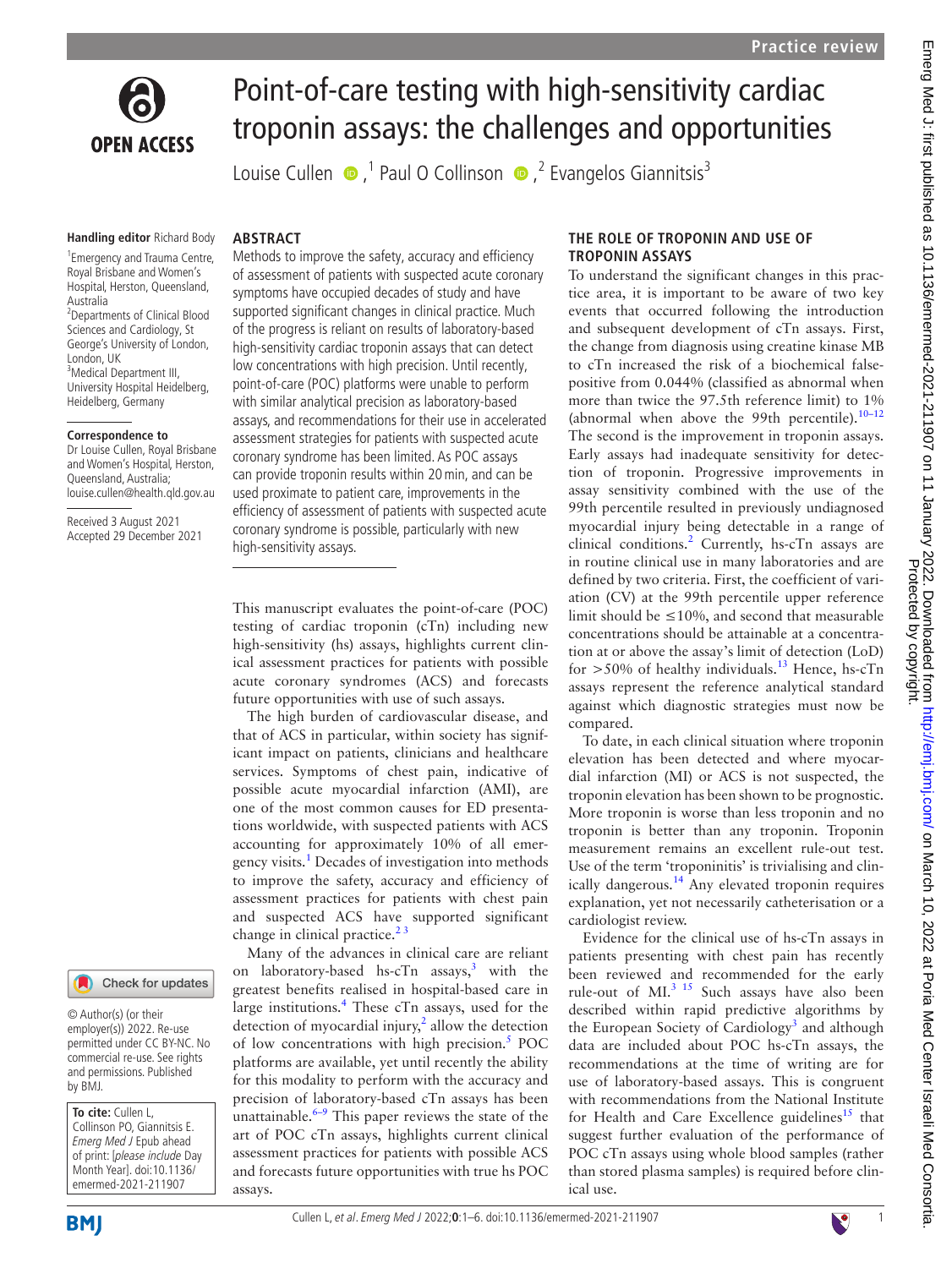# Point-of-care testing with high-sensitivity cardiac troponin assays: the challenges and opportunities

Louise Cullen,[1] Paul O Collinson,[2] Evangelos Giannitsis[3]

**Handling editor** Richard Body

[1]Emergency and Trauma Centre, Royal Brisbane and Women's Hospital, Herston, Queensland, Australia
[2]Departments of Clinical Blood Sciences and Cardiology, St George's University of London, London, UK
[3]Medical Department III, University Hospital Heidelberg, Heidelberg, Germany

**Correspondence to**
Dr Louise Cullen, Royal Brisbane and Women's Hospital, Herston, Queensland, Australia; louise.cullen@health.qld.gov.au

Received 3 August 2021
Accepted 29 December 2021

© Author(s) (or their employer(s)) 2022. Re-use permitted under CC BY-NC. No commercial re-use. See rights and permissions. Published by BMJ.

**To cite:** Cullen L, Collinson PO, Giannitsis E. *Emerg Med J* Epub ahead of print: [*please include* Day Month Year]. doi:10.1136/emermed-2021-211907

## ABSTRACT

Methods to improve the safety, accuracy and efficiency of assessment of patients with suspected acute coronary symptoms have occupied decades of study and have supported significant changes in clinical practice. Much of the progress is reliant on results of laboratory-based high-sensitivity cardiac troponin assays that can detect low concentrations with high precision. Until recently, point-of-care (POC) platforms were unable to perform with similar analytical precision as laboratory-based assays, and recommendations for their use in accelerated assessment strategies for patients with suspected acute coronary syndrome has been limited. As POC assays can provide troponin results within 20 min, and can be used proximate to patient care, improvements in the efficiency of assessment of patients with suspected acute coronary syndrome is possible, particularly with new high-sensitivity assays.

This manuscript evaluates the point-of-care (POC) testing of cardiac troponin (cTn) including new high-sensitivity (hs) assays, highlights current clinical assessment practices for patients with possible acute coronary syndromes (ACS) and forecasts future opportunities with use of such assays.

The high burden of cardiovascular disease, and that of ACS in particular, within society has significant impact on patients, clinicians and healthcare services. Symptoms of chest pain, indicative of possible acute myocardial infarction (AMI), are one of the most common causes for ED presentations worldwide, with suspected patients with ACS accounting for approximately 10% of all emergency visits.[1] Decades of investigation into methods to improve the safety, accuracy and efficiency of assessment practices for patients with chest pain and suspected ACS have supported significant change in clinical practice.[2,3]

Many of the advances in clinical care are reliant on laboratory-based hs-cTn assays,[3] with the greatest benefits realised in hospital-based care in large institutions.[4] These cTn assays, used for the detection of myocardial injury,[2] allow the detection of low concentrations with high precision.[5] POC platforms are available, yet until recently the ability for this modality to perform with the accuracy and precision of laboratory-based cTn assays has been unattainable.[6–9] This paper reviews the state of the art of POC cTn assays, highlights current clinical assessment practices for patients with possible ACS and forecasts future opportunities with true hs POC assays.

## THE ROLE OF TROPONIN AND USE OF TROPONIN ASSAYS

To understand the significant changes in this practice area, it is important to be aware of two key events that occurred following the introduction and subsequent development of cTn assays. First, the change from diagnosis using creatine kinase MB to cTn increased the risk of a biochemical false-positive from 0.044% (classified as abnormal when more than twice the 97.5th reference limit) to 1% (abnormal when above the 99th percentile).[10–12] The second is the improvement in troponin assays. Early assays had inadequate sensitivity for detection of troponin. Progressive improvements in assay sensitivity combined with the use of the 99th percentile resulted in previously undiagnosed myocardial injury being detectable in a range of clinical conditions.[2] Currently, hs-cTn assays are in routine clinical use in many laboratories and are defined by two criteria. First, the coefficient of variation (CV) at the 99th percentile upper reference limit should be ≤10%, and second that measurable concentrations should be attainable at a concentration at or above the assay's limit of detection (LoD) for >50% of healthy individuals.[13] Hence, hs-cTn assays represent the reference analytical standard against which diagnostic strategies must now be compared.

To date, in each clinical situation where troponin elevation has been detected and where myocardial infarction (MI) or ACS is not suspected, the troponin elevation has been shown to be prognostic. More troponin is worse than less troponin and no troponin is better than any troponin. Troponin measurement remains an excellent rule-out test. Use of the term 'troponinitis' is trivialising and clinically dangerous.[14] Any elevated troponin requires explanation, yet not necessarily catheterisation or a cardiologist review.

Evidence for the clinical use of hs-cTn assays in patients presenting with chest pain has recently been reviewed and recommended for the early rule-out of MI.[3,15] Such assays have also been described within rapid predictive algorithms by the European Society of Cardiology[3] and although data are included about POC hs-cTn assays, the recommendations at the time of writing are for use of laboratory-based assays. This is congruent with recommendations from the National Institute for Health and Care Excellence guidelines[15] that suggest further evaluation of the performance of POC cTn assays using whole blood samples (rather than stored plasma samples) is required before clinical use.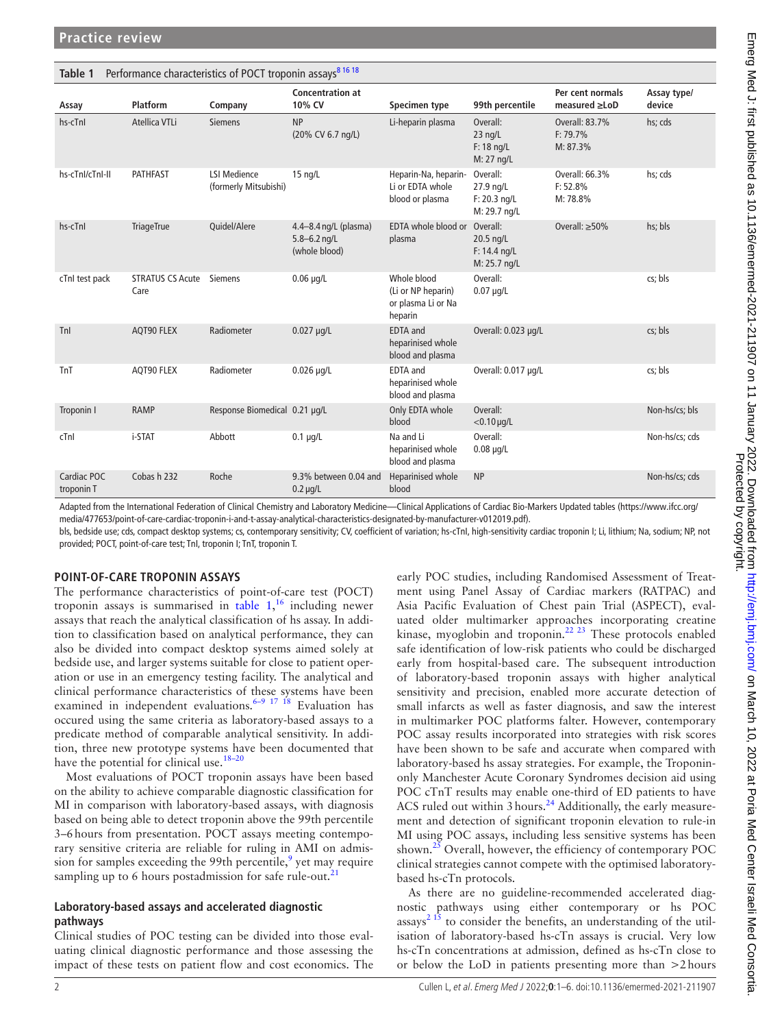**Table 1** Performance characteristics of POCT troponin assays[8 16 18]

| Assay | Platform | Company | Concentration at 10% CV | Specimen type | 99th percentile | Per cent normals measured ≥LoD | Assay type/ device |
|---|---|---|---|---|---|---|---|
| hs-cTnI | Atellica VTLi | Siemens | NP (20% CV 6.7 ng/L) | Li-heparin plasma | Overall: 23 ng/L F: 18 ng/L M: 27 ng/L | Overall: 83.7% F: 79.7% M: 87.3% | hs; cds |
| hs-cTnI/cTnI-II | PATHFAST | LSI Medience (formerly Mitsubishi) | 15 ng/L | Heparin-Na, heparin-Li or EDTA whole blood or plasma | Overall: 27.9 ng/L F: 20.3 ng/L M: 29.7 ng/L | Overall: 66.3% F: 52.8% M: 78.8% | hs; cds |
| hs-cTnI | TriageTrue | Quidel/Alere | 4.4–8.4 ng/L (plasma) 5.8–6.2 ng/L (whole blood) | EDTA whole blood or plasma | Overall: 20.5 ng/L F: 14.4 ng/L M: 25.7 ng/L | Overall: ≥50% | hs; bls |
| cTnI test pack | STRATUS CS Acute Care | Siemens | 0.06 µg/L | Whole blood (Li or NP heparin) or plasma Li or Na heparin | Overall: 0.07 µg/L | | cs; bls |
| TnI | AQT90 FLEX | Radiometer | 0.027 µg/L | EDTA and heparinised whole blood and plasma | Overall: 0.023 µg/L | | cs; bls |
| TnT | AQT90 FLEX | Radiometer | 0.026 µg/L | EDTA and heparinised whole blood and plasma | Overall: 0.017 µg/L | | cs; bls |
| Troponin I | RAMP | Response Biomedical | 0.21 µg/L | Only EDTA whole blood | Overall: <0.10 µg/L | | Non-hs/cs; bls |
| cTnI | i-STAT | Abbott | 0.1 µg/L | Na and Li heparinised whole blood and plasma | Overall: 0.08 µg/L | | Non-hs/cs; cds |
| Cardiac POC troponin T | Cobas h 232 | Roche | 9.3% between 0.04 and 0.2 µg/L | Heparinised whole blood | NP | | Non-hs/cs; cds |

Adapted from the International Federation of Clinical Chemistry and Laboratory Medicine—Clinical Applications of Cardiac Bio-Markers Updated tables (https://www.ifcc.org/media/477653/point-of-care-cardiac-troponin-i-and-t-assay-analytical-characteristics-designated-by-manufacturer-v012019.pdf).

bls, bedside use; cds, compact desktop systems; cs, contemporary sensitivity; CV, coefficient of variation; hs-cTnI, high-sensitivity cardiac troponin I; Li, lithium; Na, sodium; NP, not provided; POCT, point-of-care test; TnI, troponin I; TnT, troponin T.

## POINT-OF-CARE TROPONIN ASSAYS

The performance characteristics of point-of-care test (POCT) troponin assays is summarised in table 1,[16] including newer assays that reach the analytical classification of hs assay. In addition to classification based on analytical performance, they can also be divided into compact desktop systems aimed solely at bedside use, and larger systems suitable for close to patient operation or use in an emergency testing facility. The analytical and clinical performance characteristics of these systems have been examined in independent evaluations.[6–9 17 18] Evaluation has occured using the same criteria as laboratory-based assays to a predicate method of comparable analytical sensitivity. In addition, three new prototype systems have been documented that have the potential for clinical use.[18–20]

Most evaluations of POCT troponin assays have been based on the ability to achieve comparable diagnostic classification for MI in comparison with laboratory-based assays, with diagnosis based on being able to detect troponin above the 99th percentile 3–6 hours from presentation. POCT assays meeting contemporary sensitive criteria are reliable for ruling in AMI on admission for samples exceeding the 99th percentile,[9] yet may require sampling up to 6 hours postadmission for safe rule-out.[21]

### Laboratory-based assays and accelerated diagnostic pathways

Clinical studies of POC testing can be divided into those evaluating clinical diagnostic performance and those assessing the impact of these tests on patient flow and cost economics. The early POC studies, including Randomised Assessment of Treatment using Panel Assay of Cardiac markers (RATPAC) and Asia Pacific Evaluation of Chest pain Trial (ASPECT), evaluated older multimarker approaches incorporating creatine kinase, myoglobin and troponin.[22 23] These protocols enabled safe identification of low-risk patients who could be discharged early from hospital-based care. The subsequent introduction of laboratory-based troponin assays with higher analytical sensitivity and precision, enabled more accurate detection of small infarcts as well as faster diagnosis, and saw the interest in multimarker POC platforms falter. However, contemporary POC assay results incorporated into strategies with risk scores have been shown to be safe and accurate when compared with laboratory-based hs assay strategies. For example, the Troponin-only Manchester Acute Coronary Syndromes decision aid using POC cTnT results may enable one-third of ED patients to have ACS ruled out within 3 hours.[24] Additionally, the early measurement and detection of significant troponin elevation to rule-in MI using POC assays, including less sensitive systems has been shown.[25] Overall, however, the efficiency of contemporary POC clinical strategies cannot compete with the optimised laboratory-based hs-cTn protocols.

As there are no guideline-recommended accelerated diagnostic pathways using either contemporary or hs POC assays[2 15] to consider the benefits, an understanding of the utilisation of laboratory-based hs-cTn assays is crucial. Very low hs-cTn concentrations at admission, defined as hs-cTn close to or below the LoD in patients presenting more than >2 hours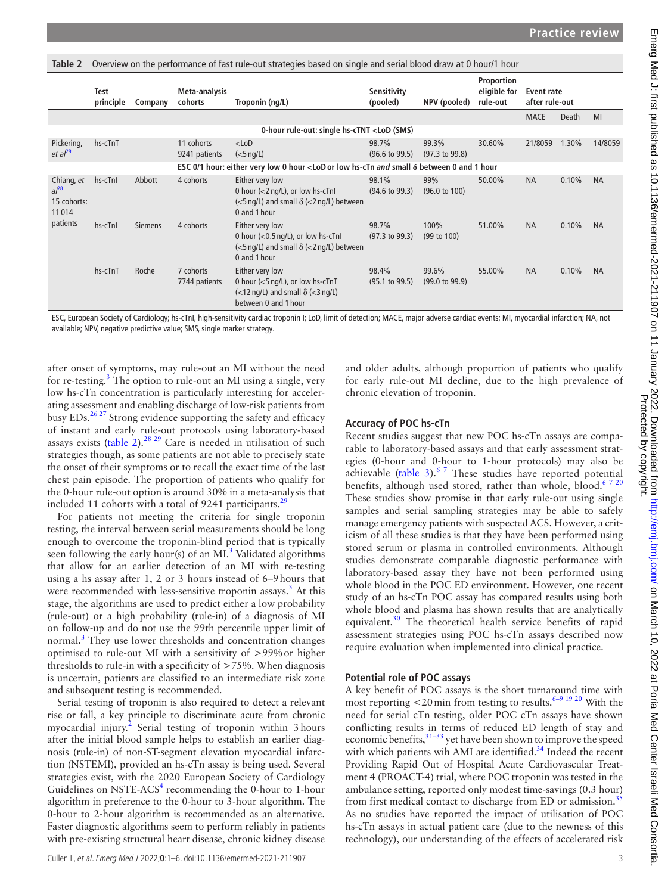**Table 2** Overview on the performance of fast rule-out strategies based on single and serial blood draw at 0 hour/1 hour

| | Test principle | Company | Meta-analysis cohorts | Troponin (ng/L) | Sensitivity (pooled) | NPV (pooled) | Proportion eligible for rule-out | Event rate after rule-out | | |
|---|---|---|---|---|---|---|---|---|---|---|
| | | | | | | | | MACE | Death | MI |
| | | | | **0-hour rule-out: single hs-cTNT <LoD (SMS)** | | | | | | |
| Pickering, *et al*[29] | hs-cTnT | | 11 cohorts 9241 patients | <LoD (<5 ng/L) | 98.7% (96.6 to 99.5) | 99.3% (97.3 to 99.8) | 30.60% | 21/8059 | 1.30% | 14/8059 |
| | | | | **ESC 0/1 hour: either very low 0 hour <LoD or low hs-cTn *and* small δ between 0 and 1 hour** | | | | | | |
| Chiang, *et al*[28] 15 cohorts: 11 014 patients | hs-cTnI | Abbott | 4 cohorts | Either very low 0 hour (<2 ng/L), or low hs-cTnI (<5 ng/L) and small δ (<2 ng/L) between 0 and 1 hour | 98.1% (94.6 to 99.3) | 99% (96.0 to 100) | 50.00% | NA | 0.10% | NA |
| | hs-cTnI | Siemens | 4 cohorts | Either very low 0 hour (<0.5 ng/L), or low hs-cTnI (<5 ng/L) and small δ (<2 ng/L) between 0 and 1 hour | 98.7% (97.3 to 99.3) | 100% (99 to 100) | 51.00% | NA | 0.10% | NA |
| | hs-cTnT | Roche | 7 cohorts 7744 patients | Either very low 0 hour (<5 ng/L), or low hs-cTnT (<12 ng/L) and small δ (<3 ng/L) between 0 and 1 hour | 98.4% (95.1 to 99.5) | 99.6% (99.0 to 99.9) | 55.00% | NA | 0.10% | NA |

ESC, European Society of Cardiology; hs-cTnI, high-sensitivity cardiac troponin I; LoD, limit of detection; MACE, major adverse cardiac events; MI, myocardial infarction; NA, not available; NPV, negative predictive value; SMS, single marker strategy.

after onset of symptoms, may rule-out an MI without the need for re-testing.[3] The option to rule-out an MI using a single, very low hs-cTn concentration is particularly interesting for accelerating assessment and enabling discharge of low-risk patients from busy EDs.[26,27] Strong evidence supporting the safety and efficacy of instant and early rule-out protocols using laboratory-based assays exists (table 2).[28,29] Care is needed in utilisation of such strategies though, as some patients are not able to precisely state the onset of their symptoms or to recall the exact time of the last chest pain episode. The proportion of patients who qualify for the 0-hour rule-out option is around 30% in a meta-analysis that included 11 cohorts with a total of 9241 participants.[29]

For patients not meeting the criteria for single troponin testing, the interval between serial measurements should be long enough to overcome the troponin-blind period that is typically seen following the early hour(s) of an MI.[3] Validated algorithms that allow for an earlier detection of an MI with re-testing using a hs assay after 1, 2 or 3 hours instead of 6–9 hours that were recommended with less-sensitive troponin assays.[3] At this stage, the algorithms are used to predict either a low probability (rule-out) or a high probability (rule-in) of a diagnosis of MI on follow-up and do not use the 99th percentile upper limit of normal.[3] They use lower thresholds and concentration changes optimised to rule-out MI with a sensitivity of >99% or higher thresholds to rule-in with a specificity of >75%. When diagnosis is uncertain, patients are classified to an intermediate risk zone and subsequent testing is recommended.

Serial testing of troponin is also required to detect a relevant rise or fall, a key principle to discriminate acute from chronic myocardial injury.[2] Serial testing of troponin within 3 hours after the initial blood sample helps to establish an earlier diagnosis (rule-in) of non-ST-segment elevation myocardial infarction (NSTEMI), provided an hs-cTn assay is being used. Several strategies exist, with the 2020 European Society of Cardiology Guidelines on NSTE-ACS[4] recommending the 0-hour to 1-hour algorithm in preference to the 0-hour to 3-hour algorithm. The 0-hour to 2-hour algorithm is recommended as an alternative. Faster diagnostic algorithms seem to perform reliably in patients with pre-existing structural heart disease, chronic kidney disease and older adults, although proportion of patients who qualify for early rule-out MI decline, due to the high prevalence of chronic elevation of troponin.

## Accuracy of POC hs-cTn

Recent studies suggest that new POC hs-cTn assays are comparable to laboratory-based assays and that early assessment strategies (0-hour and 0-hour to 1-hour protocols) may also be achievable (table 3).[6,7] These studies have reported potential benefits, although used stored, rather than whole, blood.[6,7,20] These studies show promise in that early rule-out using single samples and serial sampling strategies may be able to safely manage emergency patients with suspected ACS. However, a criticism of all these studies is that they have been performed using stored serum or plasma in controlled environments. Although studies demonstrate comparable diagnostic performance with laboratory-based assay they have not been performed using whole blood in the POC ED environment. However, one recent study of an hs-cTn POC assay has compared results using both whole blood and plasma has shown results that are analytically equivalent.[30] The theoretical health service benefits of rapid assessment strategies using POC hs-cTn assays described now require evaluation when implemented into clinical practice.

## Potential role of POC assays

A key benefit of POC assays is the short turnaround time with most reporting <20 min from testing to results.[6–9,19,20] With the need for serial cTn testing, older POC cTn assays have shown conflicting results in terms of reduced ED length of stay and economic benefits,[31–33] yet have been shown to improve the speed with which patients wih AMI are identified.[34] Indeed the recent Providing Rapid Out of Hospital Acute Cardiovascular Treatment 4 (PROACT-4) trial, where POC troponin was tested in the ambulance setting, reported only modest time-savings (0.3 hour) from first medical contact to discharge from ED or admission.[35] As no studies have reported the impact of utilisation of POC hs-cTn assays in actual patient care (due to the newness of this technology), our understanding of the effects of accelerated risk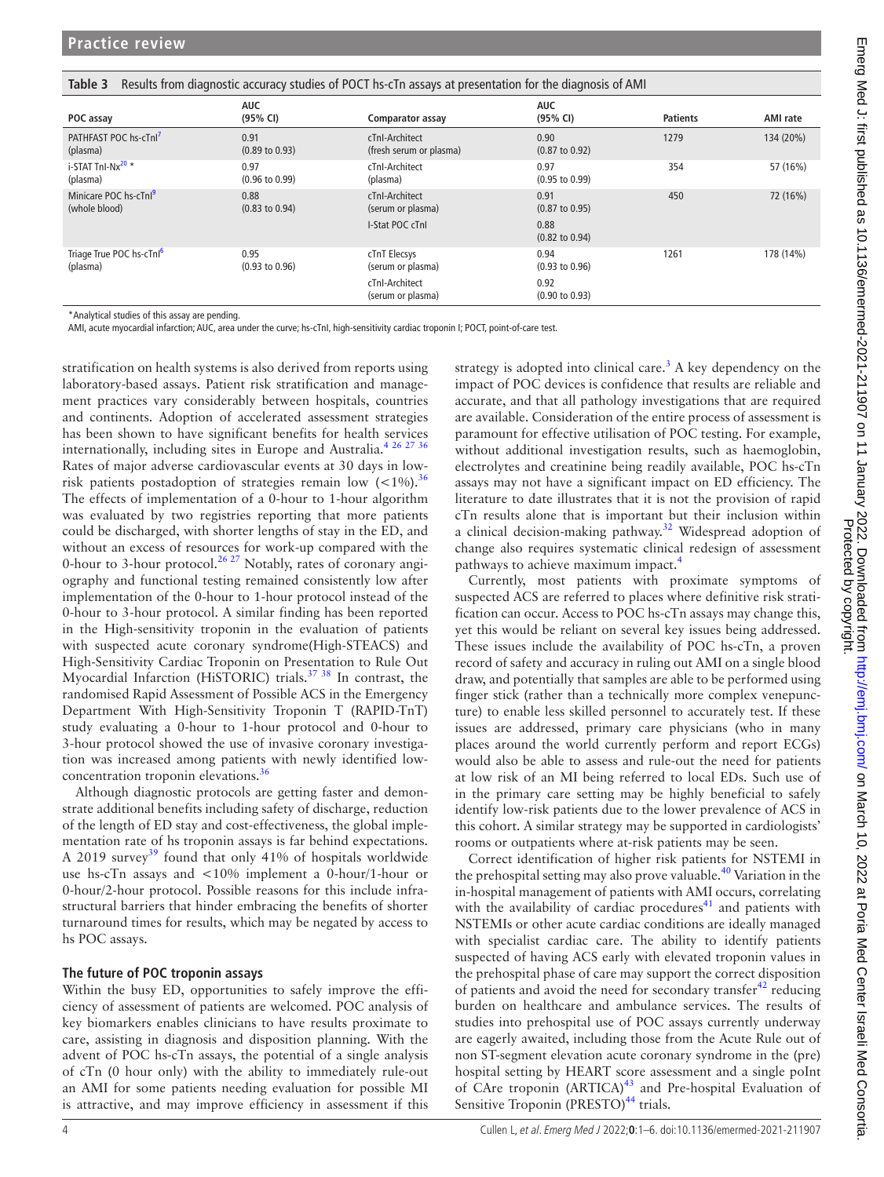**Table 3** Results from diagnostic accuracy studies of POCT hs-cTn assays at presentation for the diagnosis of AMI

| POC assay | AUC (95% CI) | Comparator assay | AUC (95% CI) | Patients | AMI rate |
|---|---|---|---|---|---|
| PATHFAST POC hs-cTnI[7] (plasma) | 0.91 (0.89 to 0.93) | cTnI-Architect (fresh serum or plasma) | 0.90 (0.87 to 0.92) | 1279 | 134 (20%) |
| i-STAT TnI-Nx[20] * (plasma) | 0.97 (0.96 to 0.99) | cTnI-Architect (plasma) | 0.97 (0.95 to 0.99) | 354 | 57 (16%) |
| Minicare POC hs-cTnI[9] (whole blood) | 0.88 (0.83 to 0.94) | cTnI-Architect (serum or plasma) | 0.91 (0.87 to 0.95) | 450 | 72 (16%) |
| | | I-Stat POC cTnI | 0.88 (0.82 to 0.94) | | |
| Triage True POC hs-cTnI[6] (plasma) | 0.95 (0.93 to 0.96) | cTnT Elecsys (serum or plasma) | 0.94 (0.93 to 0.96) | 1261 | 178 (14%) |
| | | cTnI-Architect (serum or plasma) | 0.92 (0.90 to 0.93) | | |

*Analytical studies of this assay are pending.

AMI, acute myocardial infarction; AUC, area under the curve; hs-cTnI, high-sensitivity cardiac troponin I; POCT, point-of-care test.

stratification on health systems is also derived from reports using laboratory-based assays. Patient risk stratification and management practices vary considerably between hospitals, countries and continents. Adoption of accelerated assessment strategies has been shown to have significant benefits for health services internationally, including sites in Europe and Australia.[4,26,27,36] Rates of major adverse cardiovascular events at 30 days in low-risk patients postadoption of strategies remain low (<1%).[36] The effects of implementation of a 0-hour to 1-hour algorithm was evaluated by two registries reporting that more patients could be discharged, with shorter lengths of stay in the ED, and without an excess of resources for work-up compared with the 0-hour to 3-hour protocol.[26,27] Notably, rates of coronary angiography and functional testing remained consistently low after implementation of the 0-hour to 1-hour protocol instead of the 0-hour to 3-hour protocol. A similar finding has been reported in the High-sensitivity troponin in the evaluation of patients with suspected acute coronary syndrome(High-STEACS) and High-Sensitivity Cardiac Troponin on Presentation to Rule Out Myocardial Infarction (HiSTORIC) trials.[37,38] In contrast, the randomised Rapid Assessment of Possible ACS in the Emergency Department With High-Sensitivity Troponin T (RAPID-TnT) study evaluating a 0-hour to 1-hour protocol and 0-hour to 3-hour protocol showed the use of invasive coronary investigation was increased among patients with newly identified low-concentration troponin elevations.[36]

Although diagnostic protocols are getting faster and demonstrate additional benefits including safety of discharge, reduction of the length of ED stay and cost-effectiveness, the global implementation rate of hs troponin assays is far behind expectations. A 2019 survey[39] found that only 41% of hospitals worldwide use hs-cTn assays and <10% implement a 0-hour/1-hour or 0-hour/2-hour protocol. Possible reasons for this include infrastructural barriers that hinder embracing the benefits of shorter turnaround times for results, which may be negated by access to hs POC assays.

## The future of POC troponin assays

Within the busy ED, opportunities to safely improve the efficiency of assessment of patients are welcomed. POC analysis of key biomarkers enables clinicians to have results proximate to care, assisting in diagnosis and disposition planning. With the advent of POC hs-cTn assays, the potential of a single analysis of cTn (0 hour only) with the ability to immediately rule-out an AMI for some patients needing evaluation for possible MI is attractive, and may improve efficiency in assessment if this strategy is adopted into clinical care.[3] A key dependency on the impact of POC devices is confidence that results are reliable and accurate, and that all pathology investigations that are required are available. Consideration of the entire process of assessment is paramount for effective utilisation of POC testing. For example, without additional investigation results, such as haemoglobin, electrolytes and creatinine being readily available, POC hs-cTn assays may not have a significant impact on ED efficiency. The literature to date illustrates that it is not the provision of rapid cTn results alone that is important but their inclusion within a clinical decision-making pathway.[32] Widespread adoption of change also requires systematic clinical redesign of assessment pathways to achieve maximum impact.[4]

Currently, most patients with proximate symptoms of suspected ACS are referred to places where definitive risk stratification can occur. Access to POC hs-cTn assays may change this, yet this would be reliant on several key issues being addressed. These issues include the availability of POC hs-cTn, a proven record of safety and accuracy in ruling out AMI on a single blood draw, and potentially that samples are able to be performed using finger stick (rather than a technically more complex venepuncture) to enable less skilled personnel to accurately test. If these issues are addressed, primary care physicians (who in many places around the world currently perform and report ECGs) would also be able to assess and rule-out the need for patients at low risk of an MI being referred to local EDs. Such use of in the primary care setting may be highly beneficial to safely identify low-risk patients due to the lower prevalence of ACS in this cohort. A similar strategy may be supported in cardiologists' rooms or outpatients where at-risk patients may be seen.

Correct identification of higher risk patients for NSTEMI in the prehospital setting may also prove valuable.[40] Variation in the in-hospital management of patients with AMI occurs, correlating with the availability of cardiac procedures[41] and patients with NSTEMIs or other acute cardiac conditions are ideally managed with specialist cardiac care. The ability to identify patients suspected of having ACS early with elevated troponin values in the prehospital phase of care may support the correct disposition of patients and avoid the need for secondary transfer[42] reducing burden on healthcare and ambulance services. The results of studies into prehospital use of POC assays currently underway are eagerly awaited, including those from the Acute Rule out of non ST-segment elevation acute coronary syndrome in the (pre) hospital setting by HEART score assessment and a single poInt of CAre troponin (ARTICA)[43] and Pre-hospital Evaluation of Sensitive Troponin (PRESTO)[44] trials.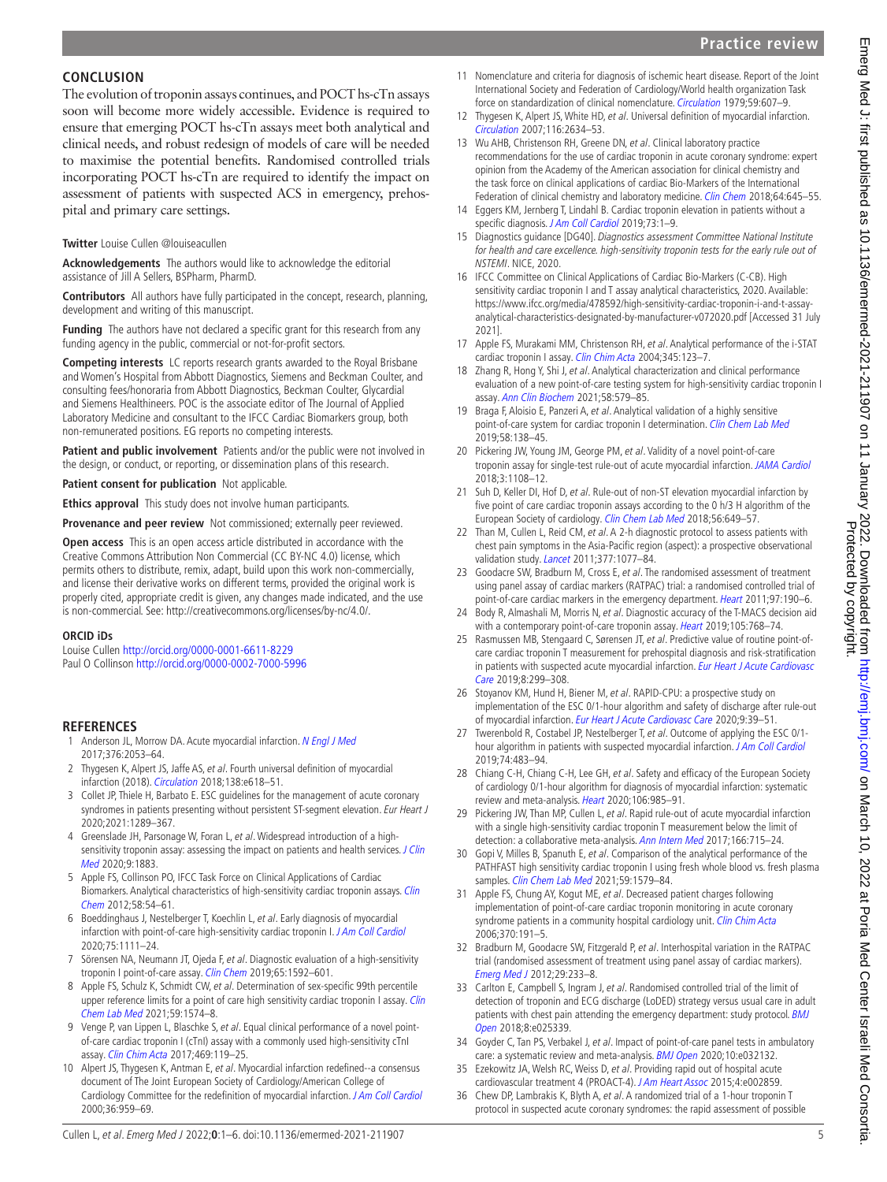## CONCLUSION

The evolution of troponin assays continues, and POCT hs-cTn assays soon will become more widely accessible. Evidence is required to ensure that emerging POCT hs-cTn assays meet both analytical and clinical needs, and robust redesign of models of care will be needed to maximise the potential benefits. Randomised controlled trials incorporating POCT hs-cTn are required to identify the impact on assessment of patients with suspected ACS in emergency, prehospital and primary care settings.

**Twitter** Louise Cullen @louiseacullen

**Acknowledgements** The authors would like to acknowledge the editorial assistance of Jill A Sellers, BSPharm, PharmD.

**Contributors** All authors have fully participated in the concept, research, planning, development and writing of this manuscript.

**Funding** The authors have not declared a specific grant for this research from any funding agency in the public, commercial or not-for-profit sectors.

**Competing interests** LC reports research grants awarded to the Royal Brisbane and Women's Hospital from Abbott Diagnostics, Siemens and Beckman Coulter, and consulting fees/honoraria from Abbott Diagnostics, Beckman Coulter, Glycardial and Siemens Healthineers. POC is the associate editor of The Journal of Applied Laboratory Medicine and consultant to the IFCC Cardiac Biomarkers group, both non-remunerated positions. EG reports no competing interests.

**Patient and public involvement** Patients and/or the public were not involved in the design, or conduct, or reporting, or dissemination plans of this research.

**Patient consent for publication** Not applicable.

**Ethics approval** This study does not involve human participants.

**Provenance and peer review** Not commissioned; externally peer reviewed.

**Open access** This is an open access article distributed in accordance with the Creative Commons Attribution Non Commercial (CC BY-NC 4.0) license, which permits others to distribute, remix, adapt, build upon this work non-commercially, and license their derivative works on different terms, provided the original work is properly cited, appropriate credit is given, any changes made indicated, and the use is non-commercial. See: http://creativecommons.org/licenses/by-nc/4.0/.

### ORCID iDs

Louise Cullen http://orcid.org/0000-0001-6611-8229
Paul O Collinson http://orcid.org/0000-0002-7000-5996

## REFERENCES

1. Anderson JL, Morrow DA. Acute myocardial infarction. *N Engl J Med* 2017;376:2053–64.
2. Thygesen K, Alpert JS, Jaffe AS, *et al*. Fourth universal definition of myocardial infarction (2018). *Circulation* 2018;138:e618–51.
3. Collet JP, Thiele H, Barbato E. ESC guidelines for the management of acute coronary syndromes in patients presenting without persistent ST-segment elevation. *Eur Heart J* 2020;2021:1289–367.
4. Greenslade JH, Parsonage W, Foran L, *et al*. Widespread introduction of a high-sensitivity troponin assay: assessing the impact on patients and health services. *J Clin Med* 2020;9:1883.
5. Apple FS, Collinson PO, IFCC Task Force on Clinical Applications of Cardiac Biomarkers. Analytical characteristics of high-sensitivity cardiac troponin assays. *Clin Chem* 2012;58:54–61.
6. Boeddinghaus J, Nestelberger T, Koechlin L, *et al*. Early diagnosis of myocardial infarction with point-of-care high-sensitivity cardiac troponin I. *J Am Coll Cardiol* 2020;75:1111–24.
7. Sörensen NA, Neumann JT, Ojeda F, *et al*. Diagnostic evaluation of a high-sensitivity troponin I point-of-care assay. *Clin Chem* 2019;65:1592–601.
8. Apple FS, Schulz K, Schmidt CW, *et al*. Determination of sex-specific 99th percentile upper reference limits for a point of care high sensitivity cardiac troponin I assay. *Clin Chem Lab Med* 2021;59:1574–8.
9. Venge P, van Lippen L, Blaschke S, *et al*. Equal clinical performance of a novel point-of-care cardiac troponin I (cTnI) assay with a commonly used high-sensitivity cTnI assay. *Clin Chim Acta* 2017;469:119–25.
10. Alpert JS, Thygesen K, Antman E, *et al*. Myocardial infarction redefined--a consensus document of The Joint European Society of Cardiology/American College of Cardiology Committee for the redefinition of myocardial infarction. *J Am Coll Cardiol* 2000;36:959–69.
11. Nomenclature and criteria for diagnosis of ischemic heart disease. Report of the Joint International Society and Federation of Cardiology/World health organization Task force on standardization of clinical nomenclature. *Circulation* 1979;59:607–9.
12. Thygesen K, Alpert JS, White HD, *et al*. Universal definition of myocardial infarction. *Circulation* 2007;116:2634–53.
13. Wu AHB, Christenson RH, Greene DN, *et al*. Clinical laboratory practice recommendations for the use of cardiac troponin in acute coronary syndrome: expert opinion from the Academy of the American association for clinical chemistry and the task force on clinical applications of cardiac Bio-Markers of the International Federation of clinical chemistry and laboratory medicine. *Clin Chem* 2018;64:645–55.
14. Eggers KM, Jernberg T, Lindahl B. Cardiac troponin elevation in patients without a specific diagnosis. *J Am Coll Cardiol* 2019;73:1–9.
15. Diagnostics guidance [DG40]. *Diagnostics assessment Committee National Institute for health and care excellence. high-sensitivity troponin tests for the early rule out of NSTEMI*. NICE, 2020.
16. IFCC Committee on Clinical Applications of Cardiac Bio-Markers (C-CB). High sensitivity cardiac troponin I and T assay analytical characteristics, 2020. Available: https://www.ifcc.org/media/478592/high-sensitivity-cardiac-troponin-i-and-t-assay-analytical-characteristics-designated-by-manufacturer-v072020.pdf [Accessed 31 July 2021].
17. Apple FS, Murakami MM, Christenson RH, *et al*. Analytical performance of the i-STAT cardiac troponin I assay. *Clin Chim Acta* 2004;345:123–7.
18. Zhang R, Hong Y, Shi J, *et al*. Analytical characterization and clinical performance evaluation of a new point-of-care testing system for high-sensitivity cardiac troponin I assay. *Ann Clin Biochem* 2021;58:579–85.
19. Braga F, Aloisio E, Panzeri A, *et al*. Analytical validation of a highly sensitive point-of-care system for cardiac troponin I determination. *Clin Chem Lab Med* 2019;58:138–45.
20. Pickering JW, Young JM, George PM, *et al*. Validity of a novel point-of-care troponin assay for single-test rule-out of acute myocardial infarction. *JAMA Cardiol* 2018;3:1108–12.
21. Suh D, Keller DI, Hof D, *et al*. Rule-out of non-ST elevation myocardial infarction by five point of care cardiac troponin assays according to the 0 h/3 H algorithm of the European Society of cardiology. *Clin Chem Lab Med* 2018;56:649–57.
22. Than M, Cullen L, Reid CM, *et al*. A 2-h diagnostic protocol to assess patients with chest pain symptoms in the Asia-Pacific region (aspect): a prospective observational validation study. *Lancet* 2011;377:1077–84.
23. Goodacre SW, Bradburn M, Cross E, *et al*. The randomised assessment of treatment using panel assay of cardiac markers (RATPAC) trial: a randomised controlled trial of point-of-care cardiac markers in the emergency department. *Heart* 2011;97:190–6.
24. Body R, Almashali M, Morris N, *et al*. Diagnostic accuracy of the T-MACS decision aid with a contemporary point-of-care troponin assay. *Heart* 2019;105:768–74.
25. Rasmussen MB, Stengaard C, Sørensen JT, *et al*. Predictive value of routine point-of-care cardiac troponin T measurement for prehospital diagnosis and risk-stratification in patients with suspected acute myocardial infarction. *Eur Heart J Acute Cardiovasc Care* 2019;8:299–308.
26. Stoyanov KM, Hund H, Biener M, *et al*. RAPID-CPU: a prospective study on implementation of the ESC 0/1-hour algorithm and safety of discharge after rule-out of myocardial infarction. *Eur Heart J Acute Cardiovasc Care* 2020;9:39–51.
27. Twerenbold R, Costabel JP, Nestelberger T, *et al*. Outcome of applying the ESC 0/1-hour algorithm in patients with suspected myocardial infarction. *J Am Coll Cardiol* 2019;74:483–94.
28. Chiang C-H, Chiang C-H, Lee GH, *et al*. Safety and efficacy of the European Society of cardiology 0/1-hour algorithm for diagnosis of myocardial infarction: systematic review and meta-analysis. *Heart* 2020;106:985–91.
29. Pickering JW, Than MP, Cullen L, *et al*. Rapid rule-out of acute myocardial infarction with a single high-sensitivity cardiac troponin T measurement below the limit of detection: a collaborative meta-analysis. *Ann Intern Med* 2017;166:715–24.
30. Gopi V, Milles B, Spanuth E, *et al*. Comparison of the analytical performance of the PATHFAST high sensitivity cardiac troponin I using fresh whole blood vs. fresh plasma samples. *Clin Chem Lab Med* 2021;59:1579–84.
31. Apple FS, Chung AY, Kogut ME, *et al*. Decreased patient charges following implementation of point-of-care cardiac troponin monitoring in acute coronary syndrome patients in a community hospital cardiology unit. *Clin Chim Acta* 2006;370:191–5.
32. Bradburn M, Goodacre SW, Fitzgerald P, *et al*. Interhospital variation in the RATPAC trial (randomised assessment of treatment using panel assay of cardiac markers). *Emerg Med J* 2012;29:233–8.
33. Carlton E, Campbell S, Ingram J, *et al*. Randomised controlled trial of the limit of detection of troponin and ECG discharge (LoDED) strategy versus usual care in adult patients with chest pain attending the emergency department: study protocol. *BMJ Open* 2018;8:e025339.
34. Goyder C, Tan PS, Verbakel J, *et al*. Impact of point-of-care panel tests in ambulatory care: a systematic review and meta-analysis. *BMJ Open* 2020;10:e032132.
35. Ezekowitz JA, Welsh RC, Weiss D, *et al*. Providing rapid out of hospital acute cardiovascular treatment 4 (PROACT-4). *J Am Heart Assoc* 2015;4:e002859.
36. Chew DP, Lambrakis K, Blyth A, *et al*. A randomized trial of a 1-hour troponin T protocol in suspected acute coronary syndromes: the rapid assessment of possible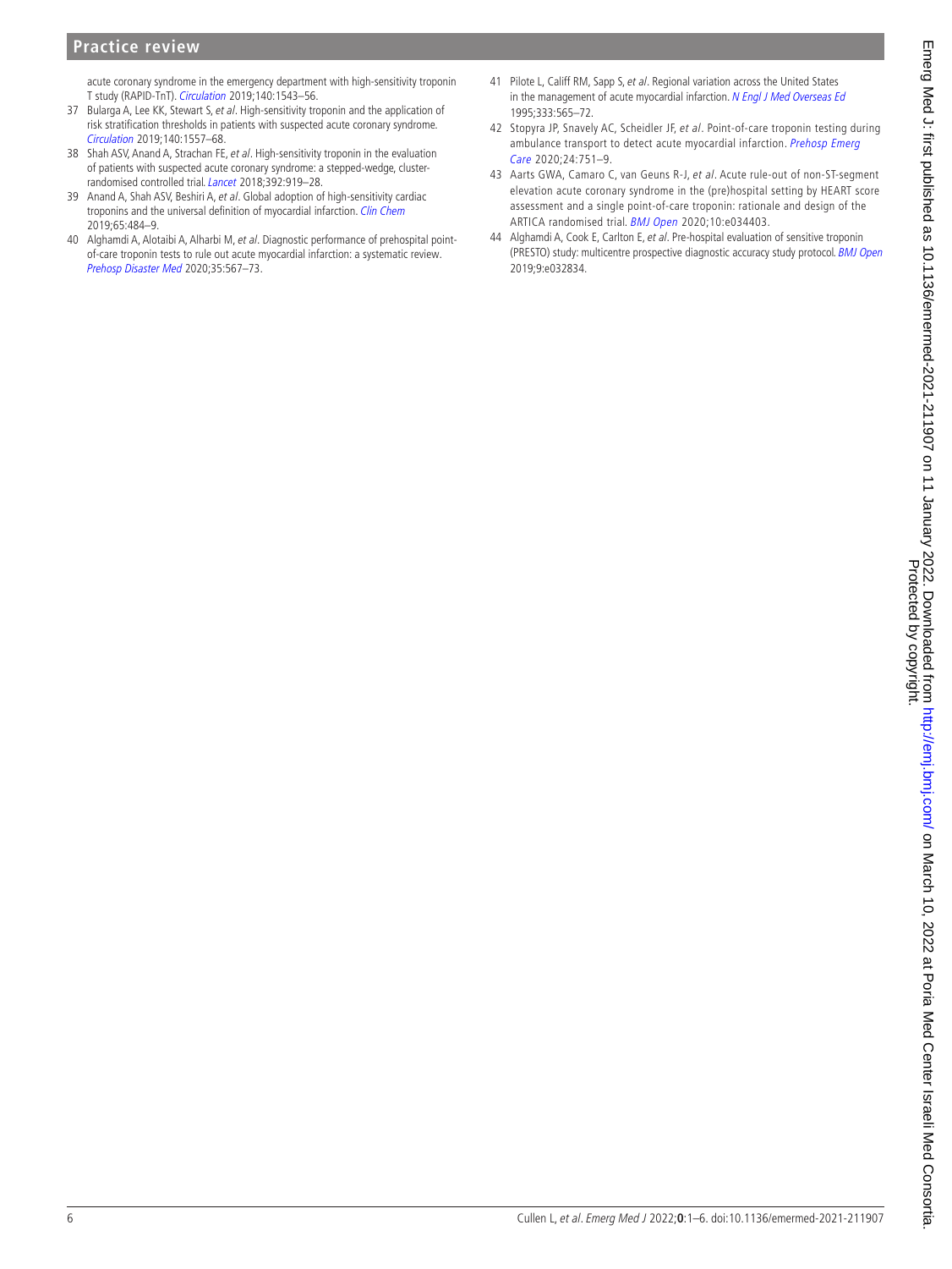acute coronary syndrome in the emergency department with high-sensitivity troponin T study (RAPID-TnT). *Circulation* 2019;140:1543–56.

37 Bularga A, Lee KK, Stewart S, *et al*. High-sensitivity troponin and the application of risk stratification thresholds in patients with suspected acute coronary syndrome. *Circulation* 2019;140:1557–68.

38 Shah ASV, Anand A, Strachan FE, *et al*. High-sensitivity troponin in the evaluation of patients with suspected acute coronary syndrome: a stepped-wedge, cluster-randomised controlled trial. *Lancet* 2018;392:919–28.

39 Anand A, Shah ASV, Beshiri A, *et al*. Global adoption of high-sensitivity cardiac troponins and the universal definition of myocardial infarction. *Clin Chem* 2019;65:484–9.

40 Alghamdi A, Alotaibi A, Alharbi M, *et al*. Diagnostic performance of prehospital point-of-care troponin tests to rule out acute myocardial infarction: a systematic review. *Prehosp Disaster Med* 2020;35:567–73.

41 Pilote L, Califf RM, Sapp S, *et al*. Regional variation across the United States in the management of acute myocardial infarction. *N Engl J Med Overseas Ed* 1995;333:565–72.

42 Stopyra JP, Snavely AC, Scheidler JF, *et al*. Point-of-care troponin testing during ambulance transport to detect acute myocardial infarction. *Prehosp Emerg Care* 2020;24:751–9.

43 Aarts GWA, Camaro C, van Geuns R-J, *et al*. Acute rule-out of non-ST-segment elevation acute coronary syndrome in the (pre)hospital setting by HEART score assessment and a single point-of-care troponin: rationale and design of the ARTICA randomised trial. *BMJ Open* 2020;10:e034403.

44 Alghamdi A, Cook E, Carlton E, *et al*. Pre-hospital evaluation of sensitive troponin (PRESTO) study: multicentre prospective diagnostic accuracy study protocol. *BMJ Open* 2019;9:e032834.